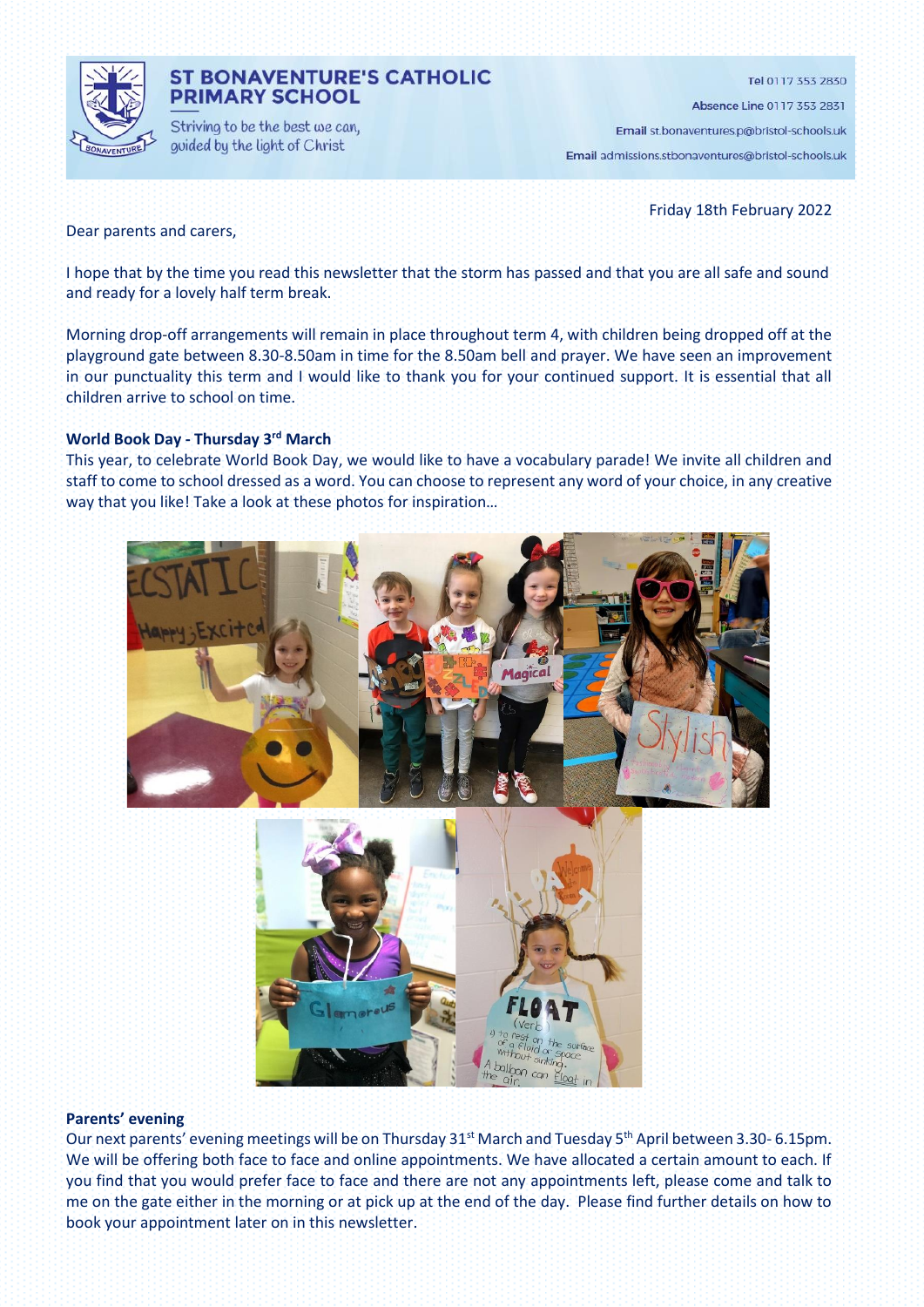# ST BONAVENTURE'S CATHOLIC PRIMARY SCHOOL

Striving to be the best we can, guided by the light of Christ

**Tel** 0117 353 2830

**Absence Line** 0117 353 2831

**Email** st.bonaventures.p@bristol-schools.uk

**Email** admissions.stbonaventures@bristol-schools.uk

Friday 18th February 2022

Dear parents and carers,

I hope that by the time you read this newsletter that the storm has passed and that you are all safe and sound and ready for a lovely half term break.

Morning drop-off arrangements will remain in place throughout term 4, with children being dropped off at the playground gate between 8.30-8.50am in time for the 8.50am bell and prayer. We have seen an improvement in our punctuality this term and I would like to thank you for your continued support. It is essential that all children arrive to school on time.

**World Book Day - Thursday 3rd March**

This year, to celebrate World Book Day, we would like to have a vocabulary parade! We invite all children and staff to come to school dressed as a word. You can choose to represent any word of your choice, in any creative way that you like! Take a look at these photos for inspiration…

**Parents' evening**

Our next parents' evening meetings will be on Thursday 31st March and Tuesday 5th April between 3.30- 6.15pm. We will be offering both face to face and online appointments. We have allocated a certain amount to each. If you find that you would prefer face to face and there are not any appointments left, please come and talk to me on the gate either in the morning or at pick up at the end of the day. Please find further details on how to book your appointment later on in this newsletter.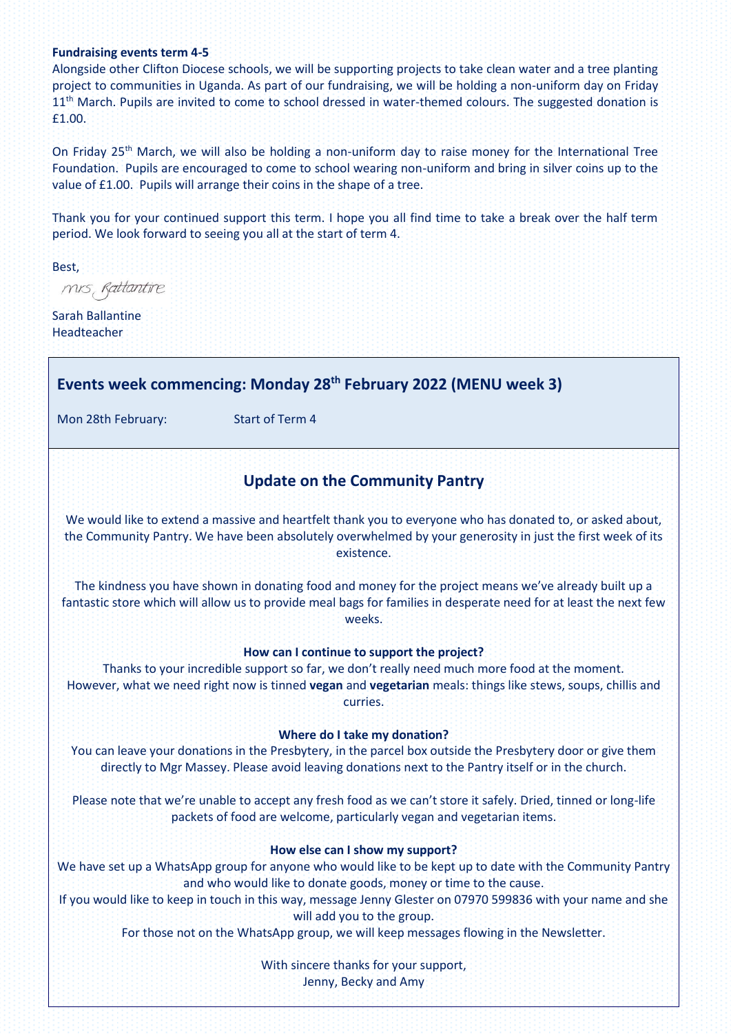**Fundraising events term 4-5**

Alongside other Clifton Diocese schools, we will be supporting projects to take clean water and a tree planting project to communities in Uganda. As part of our fundraising, we will be holding a non-uniform day on Friday 11th March. Pupils are invited to come to school dressed in water-themed colours. The suggested donation is £1.00.

On Friday 25th March, we will also be holding a non-uniform day to raise money for the International Tree Foundation. Pupils are encouraged to come to school wearing non-uniform and bring in silver coins up to the value of £1.00. Pupils will arrange their coins in the shape of a tree.

Thank you for your continued support this term. I hope you all find time to take a break over the half term period. We look forward to seeing you all at the start of term 4.

Best,

Mrs Ballantine

Sarah Ballantine
Headteacher

## Events week commencing: Monday 28th February 2022 (MENU week 3)

Mon 28th February: Start of Term 4

## Update on the Community Pantry

We would like to extend a massive and heartfelt thank you to everyone who has donated to, or asked about, the Community Pantry. We have been absolutely overwhelmed by your generosity in just the first week of its existence.

The kindness you have shown in donating food and money for the project means we've already built up a fantastic store which will allow us to provide meal bags for families in desperate need for at least the next few weeks.

**How can I continue to support the project?**

Thanks to your incredible support so far, we don't really need much more food at the moment. However, what we need right now is tinned **vegan** and **vegetarian** meals: things like stews, soups, chillis and curries.

**Where do I take my donation?**

You can leave your donations in the Presbytery, in the parcel box outside the Presbytery door or give them directly to Mgr Massey. Please avoid leaving donations next to the Pantry itself or in the church.

Please note that we're unable to accept any fresh food as we can't store it safely. Dried, tinned or long-life packets of food are welcome, particularly vegan and vegetarian items.

**How else can I show my support?**

We have set up a WhatsApp group for anyone who would like to be kept up to date with the Community Pantry and who would like to donate goods, money or time to the cause.

If you would like to keep in touch in this way, message Jenny Glester on 07970 599836 with your name and she will add you to the group.

For those not on the WhatsApp group, we will keep messages flowing in the Newsletter.

With sincere thanks for your support,
Jenny, Becky and Amy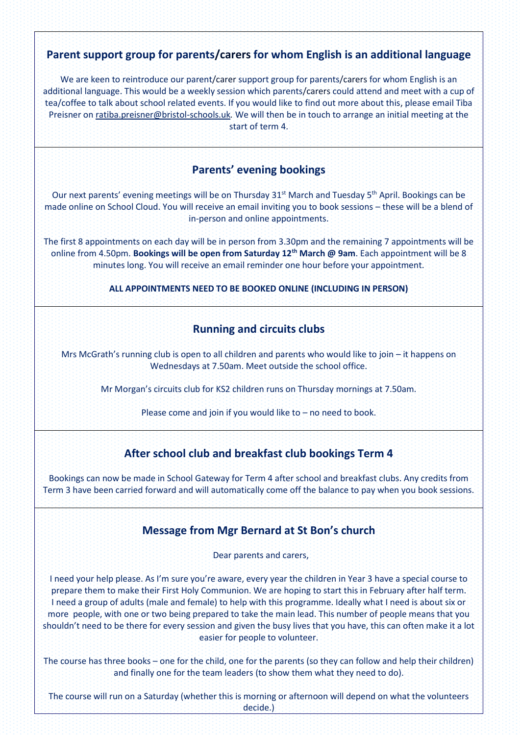## Parent support group for parents/carers for whom English is an additional language

We are keen to reintroduce our parent/carer support group for parents/carers for whom English is an additional language. This would be a weekly session which parents/carers could attend and meet with a cup of tea/coffee to talk about school related events. If you would like to find out more about this, please email Tiba Preisner on ratiba.preisner@bristol-schools.uk. We will then be in touch to arrange an initial meeting at the start of term 4.

## Parents' evening bookings

Our next parents' evening meetings will be on Thursday 31st March and Tuesday 5th April. Bookings can be made online on School Cloud. You will receive an email inviting you to book sessions – these will be a blend of in-person and online appointments.

The first 8 appointments on each day will be in person from 3.30pm and the remaining 7 appointments will be online from 4.50pm. **Bookings will be open from Saturday 12th March @ 9am**. Each appointment will be 8 minutes long. You will receive an email reminder one hour before your appointment.

**ALL APPOINTMENTS NEED TO BE BOOKED ONLINE (INCLUDING IN PERSON)**

## Running and circuits clubs

Mrs McGrath's running club is open to all children and parents who would like to join – it happens on Wednesdays at 7.50am. Meet outside the school office.

Mr Morgan's circuits club for KS2 children runs on Thursday mornings at 7.50am.

Please come and join if you would like to – no need to book.

## After school club and breakfast club bookings Term 4

Bookings can now be made in School Gateway for Term 4 after school and breakfast clubs. Any credits from Term 3 have been carried forward and will automatically come off the balance to pay when you book sessions.

## Message from Mgr Bernard at St Bon's church

Dear parents and carers,

I need your help please. As I'm sure you're aware, every year the children in Year 3 have a special course to prepare them to make their First Holy Communion. We are hoping to start this in February after half term. I need a group of adults (male and female) to help with this programme. Ideally what I need is about six or more people, with one or two being prepared to take the main lead. This number of people means that you shouldn't need to be there for every session and given the busy lives that you have, this can often make it a lot easier for people to volunteer.

The course has three books – one for the child, one for the parents (so they can follow and help their children) and finally one for the team leaders (to show them what they need to do).

The course will run on a Saturday (whether this is morning or afternoon will depend on what the volunteers decide.)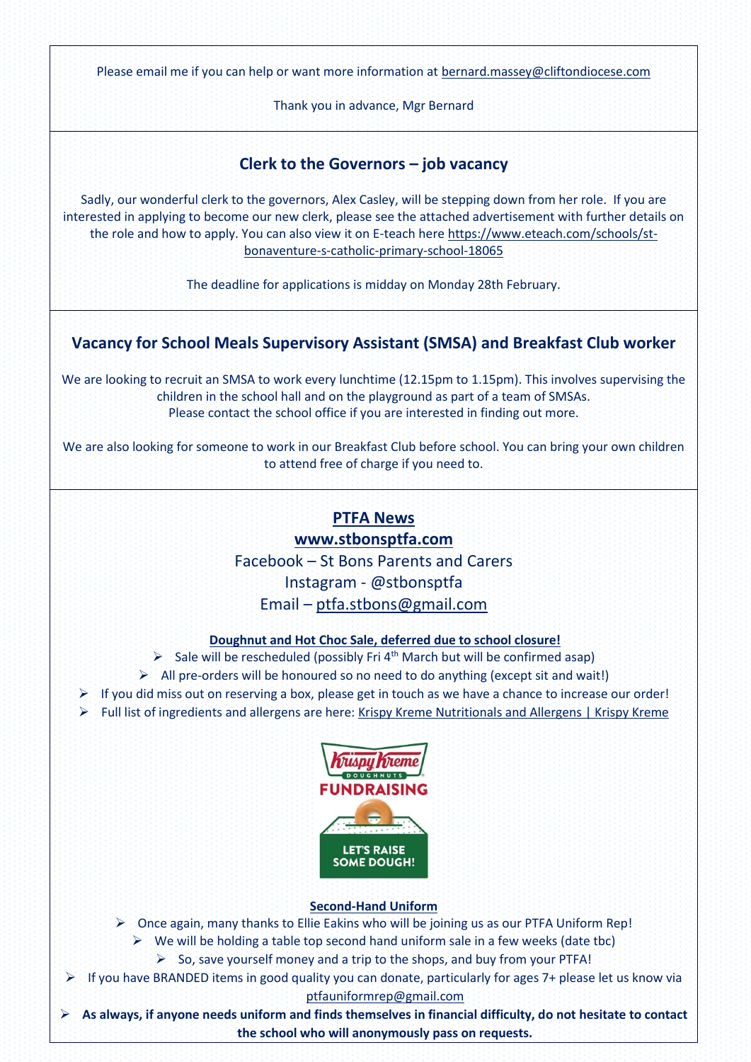Please email me if you can help or want more information at bernard.massey@cliftondiocese.com

Thank you in advance, Mgr Bernard

## Clerk to the Governors – job vacancy

Sadly, our wonderful clerk to the governors, Alex Casley, will be stepping down from her role. If you are interested in applying to become our new clerk, please see the attached advertisement with further details on the role and how to apply. You can also view it on E-teach here https://www.eteach.com/schools/st-bonaventure-s-catholic-primary-school-18065

The deadline for applications is midday on Monday 28th February.

## Vacancy for School Meals Supervisory Assistant (SMSA) and Breakfast Club worker

We are looking to recruit an SMSA to work every lunchtime (12.15pm to 1.15pm). This involves supervising the children in the school hall and on the playground as part of a team of SMSAs.
Please contact the school office if you are interested in finding out more.

We are also looking for someone to work in our Breakfast Club before school. You can bring your own children to attend free of charge if you need to.

## PTFA News

**www.stbonsptfa.com**

Facebook – St Bons Parents and Carers

Instagram - @stbonsptfa

Email – ptfa.stbons@gmail.com

**Doughnut and Hot Choc Sale, deferred due to school closure!**

- Sale will be rescheduled (possibly Fri 4th March but will be confirmed asap)
- All pre-orders will be honoured so no need to do anything (except sit and wait!)
- If you did miss out on reserving a box, please get in touch as we have a chance to increase our order!
- Full list of ingredients and allergens are here: Krispy Kreme Nutritionals and Allergens | Krispy Kreme

**Second-Hand Uniform**

- Once again, many thanks to Ellie Eakins who will be joining us as our PTFA Uniform Rep!
- We will be holding a table top second hand uniform sale in a few weeks (date tbc)
- So, save yourself money and a trip to the shops, and buy from your PTFA!
- If you have BRANDED items in good quality you can donate, particularly for ages 7+ please let us know via ptfauniformrep@gmail.com
- **As always, if anyone needs uniform and finds themselves in financial difficulty, do not hesitate to contact the school who will anonymously pass on requests.**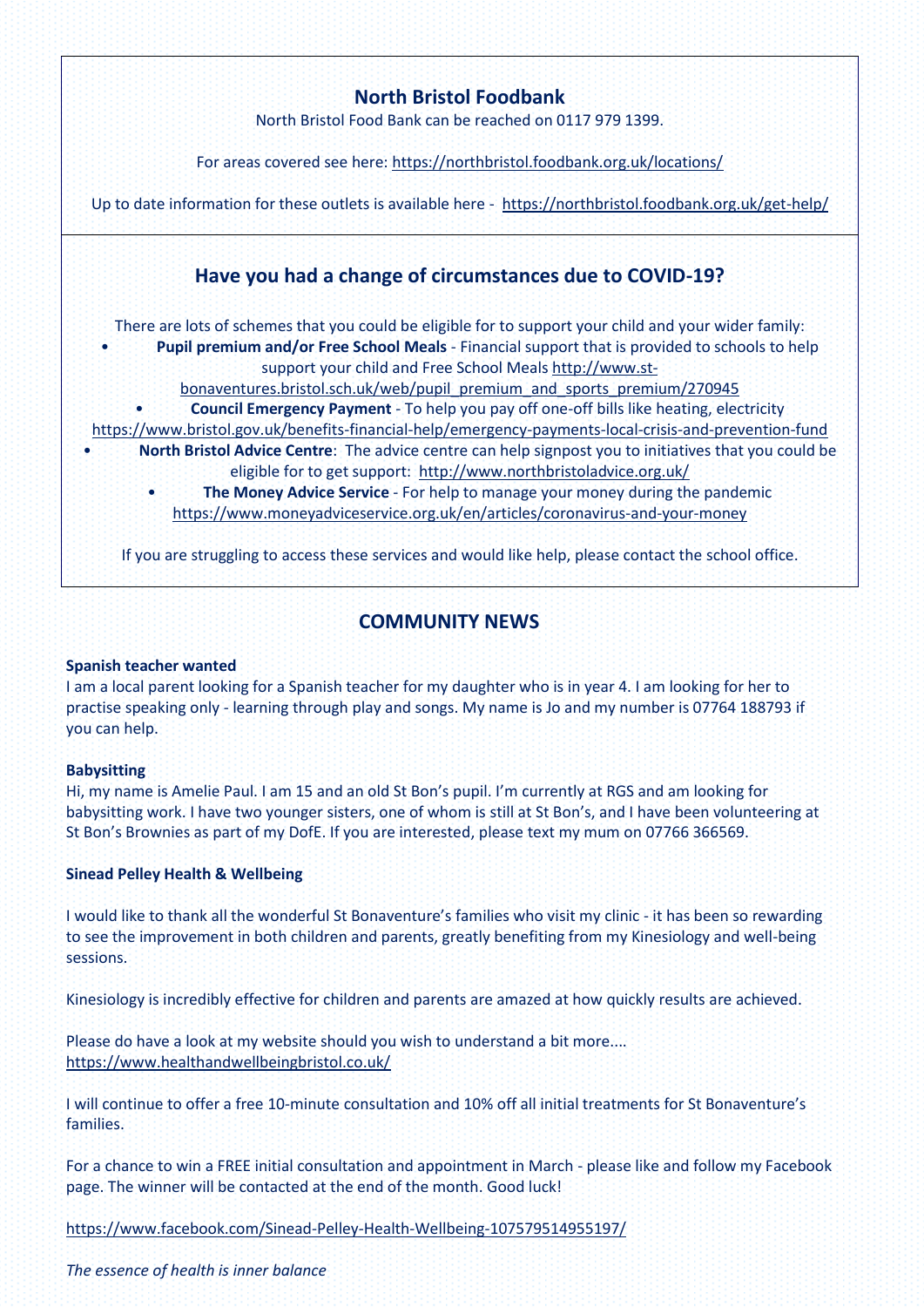## North Bristol Foodbank

North Bristol Food Bank can be reached on 0117 979 1399.

For areas covered see here: https://northbristol.foodbank.org.uk/locations/

Up to date information for these outlets is available here - https://northbristol.foodbank.org.uk/get-help/

## Have you had a change of circumstances due to COVID-19?

There are lots of schemes that you could be eligible for to support your child and your wider family:

- **Pupil premium and/or Free School Meals** - Financial support that is provided to schools to help support your child and Free School Meals http://www.st-bonaventures.bristol.sch.uk/web/pupil_premium_and_sports_premium/270945
- **Council Emergency Payment** - To help you pay off one-off bills like heating, electricity https://www.bristol.gov.uk/benefits-financial-help/emergency-payments-local-crisis-and-prevention-fund
- **North Bristol Advice Centre**: The advice centre can help signpost you to initiatives that you could be eligible for to get support: http://www.northbristoladvice.org.uk/
- **The Money Advice Service** - For help to manage your money during the pandemic https://www.moneyadviceservice.org.uk/en/articles/coronavirus-and-your-money

If you are struggling to access these services and would like help, please contact the school office.

## COMMUNITY NEWS

**Spanish teacher wanted**

I am a local parent looking for a Spanish teacher for my daughter who is in year 4. I am looking for her to practise speaking only - learning through play and songs. My name is Jo and my number is 07764 188793 if you can help.

**Babysitting**

Hi, my name is Amelie Paul. I am 15 and an old St Bon's pupil. I'm currently at RGS and am looking for babysitting work. I have two younger sisters, one of whom is still at St Bon's, and I have been volunteering at St Bon's Brownies as part of my DofE. If you are interested, please text my mum on 07766 366569.

**Sinead Pelley Health & Wellbeing**

I would like to thank all the wonderful St Bonaventure's families who visit my clinic - it has been so rewarding to see the improvement in both children and parents, greatly benefiting from my Kinesiology and well-being sessions.

Kinesiology is incredibly effective for children and parents are amazed at how quickly results are achieved.

Please do have a look at my website should you wish to understand a bit more….
https://www.healthandwellbeingbristol.co.uk/

I will continue to offer a free 10-minute consultation and 10% off all initial treatments for St Bonaventure's families.

For a chance to win a FREE initial consultation and appointment in March - please like and follow my Facebook page. The winner will be contacted at the end of the month. Good luck!

https://www.facebook.com/Sinead-Pelley-Health-Wellbeing-107579514955197/

*The essence of health is inner balance*